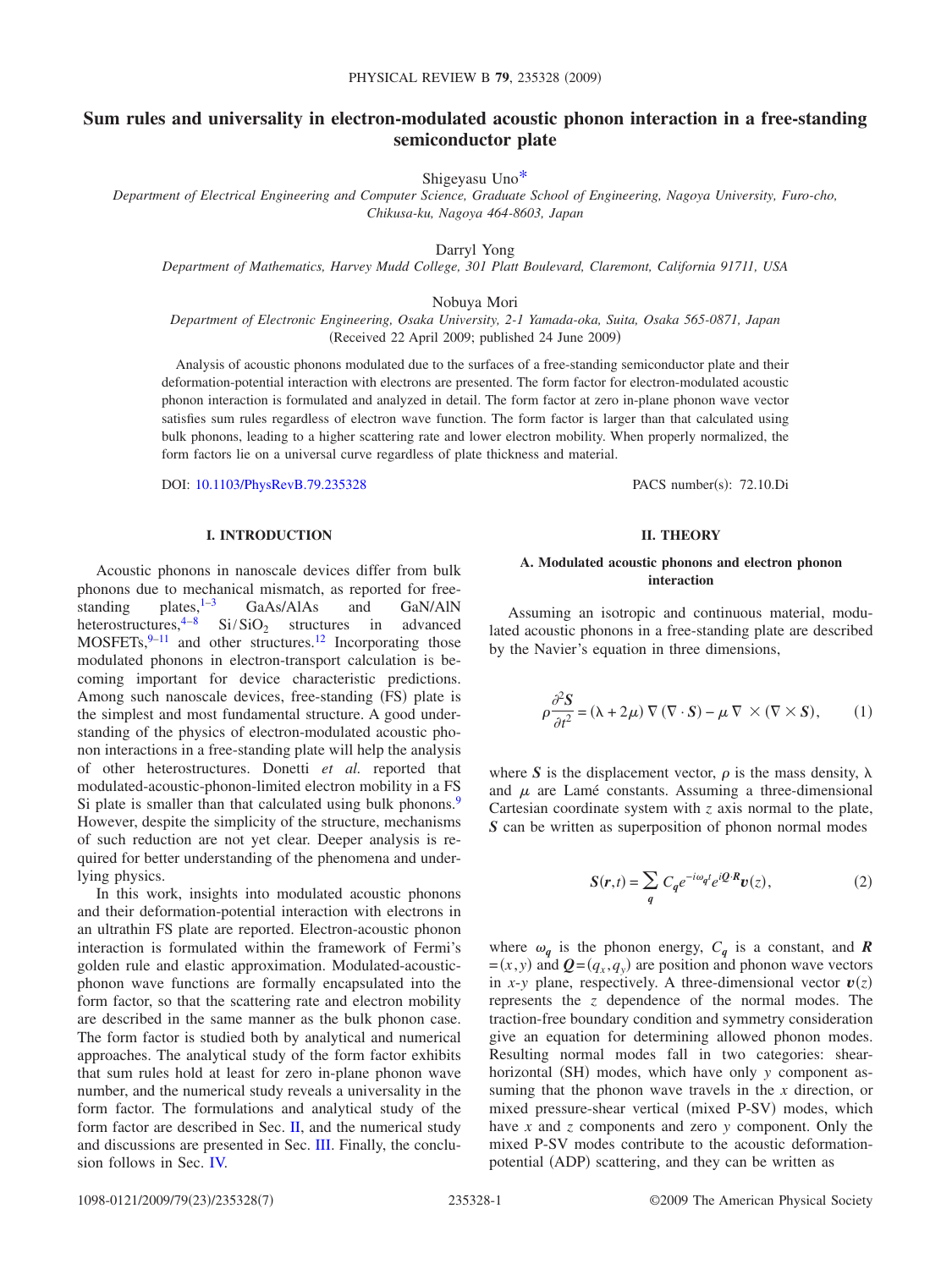# Sum rules and universality in electron-modulated acoustic phonon interaction in a free-standing semiconductor plate

Shigeyasu Uno*

*Department of Electrical Engineering and Computer Science, Graduate School of Engineering, Nagoya University, Furo-cho, Chikusa-ku, Nagoya 464-8603, Japan*

Darryl Yong

*Department of Mathematics, Harvey Mudd College, 301 Platt Boulevard, Claremont, California 91711, USA*

Nobuya Mori

*Department of Electronic Engineering, Osaka University, 2-1 Yamada-oka, Suita, Osaka 565-0871, Japan*

(Received 22 April 2009; published 24 June 2009)

Analysis of acoustic phonons modulated due to the surfaces of a free-standing semiconductor plate and their deformation-potential interaction with electrons are presented. The form factor for electron-modulated acoustic phonon interaction is formulated and analyzed in detail. The form factor at zero in-plane phonon wave vector satisfies sum rules regardless of electron wave function. The form factor is larger than that calculated using bulk phonons, leading to a higher scattering rate and lower electron mobility. When properly normalized, the form factors lie on a universal curve regardless of plate thickness and material.

DOI: 10.1103/PhysRevB.79.235328 PACS number(s): 72.10.Di

## I. INTRODUCTION

Acoustic phonons in nanoscale devices differ from bulk phonons due to mechanical mismatch, as reported for free-standing plates,[1–3] GaAs/AlAs and GaN/AlN heterostructures,[4–8] $Si/SiO_2$ structures in advanced MOSFETs,[9–11] and other structures.[12] Incorporating those modulated phonons in electron-transport calculation is becoming important for device characteristic predictions. Among such nanoscale devices, free-standing (FS) plate is the simplest and most fundamental structure. A good understanding of the physics of electron-modulated acoustic phonon interactions in a free-standing plate will help the analysis of other heterostructures. Donetti *et al.* reported that modulated-acoustic-phonon-limited electron mobility in a FS Si plate is smaller than that calculated using bulk phonons.[9] However, despite the simplicity of the structure, mechanisms of such reduction are not yet clear. Deeper analysis is required for better understanding of the phenomena and underlying physics.

In this work, insights into modulated acoustic phonons and their deformation-potential interaction with electrons in an ultrathin FS plate are reported. Electron-acoustic phonon interaction is formulated within the framework of Fermi's golden rule and elastic approximation. Modulated-acoustic-phonon wave functions are formally encapsulated into the form factor, so that the scattering rate and electron mobility are described in the same manner as the bulk phonon case. The form factor is studied both by analytical and numerical approaches. The analytical study of the form factor exhibits that sum rules hold at least for zero in-plane phonon wave number, and the numerical study reveals a universality in the form factor. The formulations and analytical study of the form factor are described in Sec. II, and the numerical study and discussions are presented in Sec. III. Finally, the conclusion follows in Sec. IV.

## II. THEORY

### A. Modulated acoustic phonons and electron phonon interaction

Assuming an isotropic and continuous material, modulated acoustic phonons in a free-standing plate are described by the Navier's equation in three dimensions,

$$\rho \frac{\partial^2 \boldsymbol{S}}{\partial t^2} = (\lambda + 2\mu)\, \nabla (\nabla \cdot \boldsymbol{S}) - \mu \nabla \times (\nabla \times \boldsymbol{S}), \tag{1}$$

where $\boldsymbol{S}$ is the displacement vector, $\rho$ is the mass density, $\lambda$ and $\mu$ are Lamé constants. Assuming a three-dimensional Cartesian coordinate system with $z$ axis normal to the plate, $\boldsymbol{S}$ can be written as superposition of phonon normal modes

$$\boldsymbol{S}(\boldsymbol{r},t) = \sum_{\boldsymbol{q}} C_{\boldsymbol{q}} e^{-i\omega_{\boldsymbol{q}} t} e^{i\boldsymbol{Q}\cdot\boldsymbol{R}} \boldsymbol{v}(z), \tag{2}$$

where $\omega_{\boldsymbol{q}}$ is the phonon energy, $C_{\boldsymbol{q}}$ is a constant, and $\boldsymbol{R} = (x,y)$ and $\boldsymbol{Q} = (q_x, q_y)$ are position and phonon wave vectors in $x$-$y$ plane, respectively. A three-dimensional vector $\boldsymbol{v}(z)$ represents the $z$ dependence of the normal modes. The traction-free boundary condition and symmetry consideration give an equation for determining allowed phonon modes. Resulting normal modes fall in two categories: shear-horizontal (SH) modes, which have only $y$ component assuming that the phonon wave travels in the $x$ direction, or mixed pressure-shear vertical (mixed P-SV) modes, which have $x$ and $z$ components and zero $y$ component. Only the mixed P-SV modes contribute to the acoustic deformation-potential (ADP) scattering, and they can be written as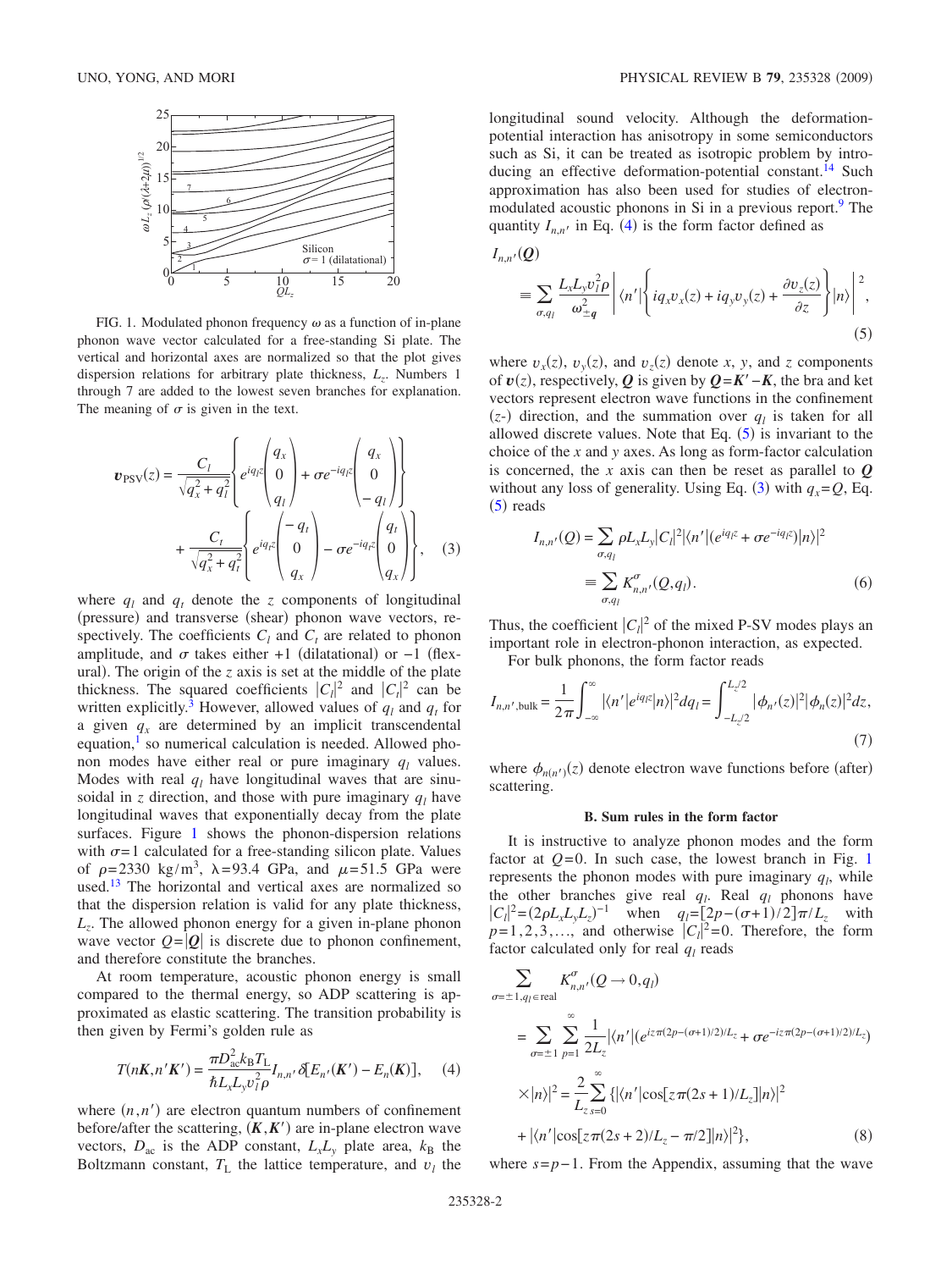FIG. 1. Modulated phonon frequency $\omega$ as a function of in-plane phonon wave vector calculated for a free-standing Si plate. The vertical and horizontal axes are normalized so that the plot gives dispersion relations for arbitrary plate thickness, $L_z$. Numbers 1 through 7 are added to the lowest seven branches for explanation. The meaning of $\sigma$ is given in the text.

$$
\boldsymbol{v}_{\mathrm{PSV}}(z) = \frac{C_l}{\sqrt{q_x^2+q_l^2}}\left\{ e^{iq_l z}\begin{pmatrix} q_x \\ 0 \\ q_l \end{pmatrix} + \sigma e^{-iq_l z}\begin{pmatrix} q_x \\ 0 \\ -q_l \end{pmatrix}\right\} + \frac{C_t}{\sqrt{q_x^2+q_t^2}}\left\{ e^{iq_t z}\begin{pmatrix} -q_t \\ 0 \\ q_x \end{pmatrix} - \sigma e^{-iq_t z}\begin{pmatrix} q_t \\ 0 \\ q_x \end{pmatrix}\right\}, \quad (3)
$$

where $q_l$ and $q_t$ denote the $z$ components of longitudinal (pressure) and transverse (shear) phonon wave vectors, respectively. The coefficients $C_l$ and $C_t$ are related to phonon amplitude, and $\sigma$ takes either +1 (dilatational) or −1 (flexural). The origin of the $z$ axis is set at the middle of the plate thickness. The squared coefficients $|C_l|^2$ and $|C_t|^2$ can be written explicitly.[3] However, allowed values of $q_l$ and $q_t$ for a given $q_x$ are determined by an implicit transcendental equation,[1] so numerical calculation is needed. Allowed phonon modes have either real or pure imaginary $q_l$ values. Modes with real $q_l$ have longitudinal waves that are sinusoidal in $z$ direction, and those with pure imaginary $q_l$ have longitudinal waves that exponentially decay from the plate surfaces. Figure 1 shows the phonon-dispersion relations with $\sigma=1$ calculated for a free-standing silicon plate. Values of $\rho=2330$ kg/m$^3$, $\lambda=93.4$ GPa, and $\mu=51.5$ GPa were used.[13] The horizontal and vertical axes are normalized so that the dispersion relation is valid for any plate thickness, $L_z$. The allowed phonon energy for a given in-plane phonon wave vector $Q=|\boldsymbol{Q}|$ is discrete due to phonon confinement, and therefore constitute the branches.

At room temperature, acoustic phonon energy is small compared to the thermal energy, so ADP scattering is approximated as elastic scattering. The transition probability is then given by Fermi's golden rule as

$$
T(n\boldsymbol{K},n'\boldsymbol{K}') = \frac{\pi D_{\mathrm{ac}}^2 k_{\mathrm{B}} T_{\mathrm{L}}}{\hbar L_x L_y v_l^2 \rho} I_{n,n'}\,\delta[E_{n'}(\boldsymbol{K}') - E_n(\boldsymbol{K})], \quad (4)
$$

where $(n,n')$ are electron quantum numbers of confinement before/after the scattering, $(\boldsymbol{K},\boldsymbol{K}')$ are in-plane electron wave vectors, $D_{\mathrm{ac}}$ is the ADP constant, $L_xL_y$ plate area, $k_{\mathrm{B}}$ the Boltzmann constant, $T_{\mathrm{L}}$ the lattice temperature, and $v_l$ the longitudinal sound velocity. Although the deformation-potential interaction has anisotropy in some semiconductors such as Si, it can be treated as isotropic problem by introducing an effective deformation-potential constant.[14] Such approximation has also been used for studies of electron-modulated acoustic phonons in Si in a previous report.[9] The quantity $I_{n,n'}$ in Eq. (4) is the form factor defined as

$$
I_{n,n'}(\boldsymbol{Q}) \equiv \sum_{\sigma,q_l} \frac{L_x L_y v_l^2 \rho}{\omega_{\pm\boldsymbol{q}}^2}\left| \langle n' | \left\{ iq_x v_x(z) + iq_y v_y(z) + \frac{\partial v_z(z)}{\partial z}\right\} | n\rangle \right|^2, \quad (5)
$$

where $v_x(z)$, $v_y(z)$, and $v_z(z)$ denote $x$, $y$, and $z$ components of $\boldsymbol{v}(z)$, respectively, $\boldsymbol{Q}$ is given by $\boldsymbol{Q}=\boldsymbol{K}'-\boldsymbol{K}$, the bra and ket vectors represent electron wave functions in the confinement ($z$-) direction, and the summation over $q_l$ is taken for all allowed discrete values. Note that Eq. (5) is invariant to the choice of the $x$ and $y$ axes. As long as form-factor calculation is concerned, the $x$ axis can then be reset as parallel to $\boldsymbol{Q}$ without any loss of generality. Using Eq. (3) with $q_x=Q$, Eq. (5) reads

$$
I_{n,n'}(Q) = \sum_{\sigma,q_l} \rho L_x L_y |C_l|^2 |\langle n' | (e^{iq_l z} + \sigma e^{-iq_l z}) | n\rangle|^2 \equiv \sum_{\sigma,q_l} K_{n,n'}^{\sigma}(Q,q_l). \quad (6)
$$

Thus, the coefficient $|C_l|^2$ of the mixed P-SV modes plays an important role in electron-phonon interaction, as expected.

For bulk phonons, the form factor reads

$$
I_{n,n',\mathrm{bulk}} = \frac{1}{2\pi}\int_{-\infty}^{\infty} |\langle n' | e^{iq_l z} | n\rangle|^2 dq_l = \int_{-L_z/2}^{L_z/2} |\phi_{n'}(z)|^2 |\phi_n(z)|^2 dz, \quad (7)
$$

where $\phi_{n(n')}(z)$ denote electron wave functions before (after) scattering.

### B. Sum rules in the form factor

It is instructive to analyze phonon modes and the form factor at $Q=0$. In such case, the lowest branch in Fig. 1 represents the phonon modes with pure imaginary $q_l$, while the other branches give real $q_l$. Real $q_l$ phonons have $|C_l|^2=(2\rho L_x L_y L_z)^{-1}$ when $q_l=[2p-(\sigma+1)/2]\pi/L_z$ with $p=1,2,3,\ldots$, and otherwise $|C_l|^2=0$. Therefore, the form factor calculated only for real $q_l$ reads

$$
\begin{aligned}
\sum_{\sigma=\pm 1, q_l \in \mathrm{real}} K_{n,n'}^{\sigma}(Q\to 0, q_l) &= \sum_{\sigma=\pm 1}\sum_{p=1}^{\infty} \frac{1}{2L_z} |\langle n' | (e^{iz\pi(2p-(\sigma+1)/2)/L_z} + \sigma e^{-iz\pi(2p-(\sigma+1)/2)/L_z}) \\
&\quad \times |n\rangle|^2 = \frac{2}{L_z}\sum_{s=0}^{\infty} \{ |\langle n' | \cos[z\pi(2s+1)/L_z] | n\rangle|^2 \\
&\quad + |\langle n' | \cos[z\pi(2s+2)/L_z - \pi/2] | n\rangle|^2 \},
\end{aligned} \quad (8)
$$

where $s=p-1$. From the Appendix, assuming that the wave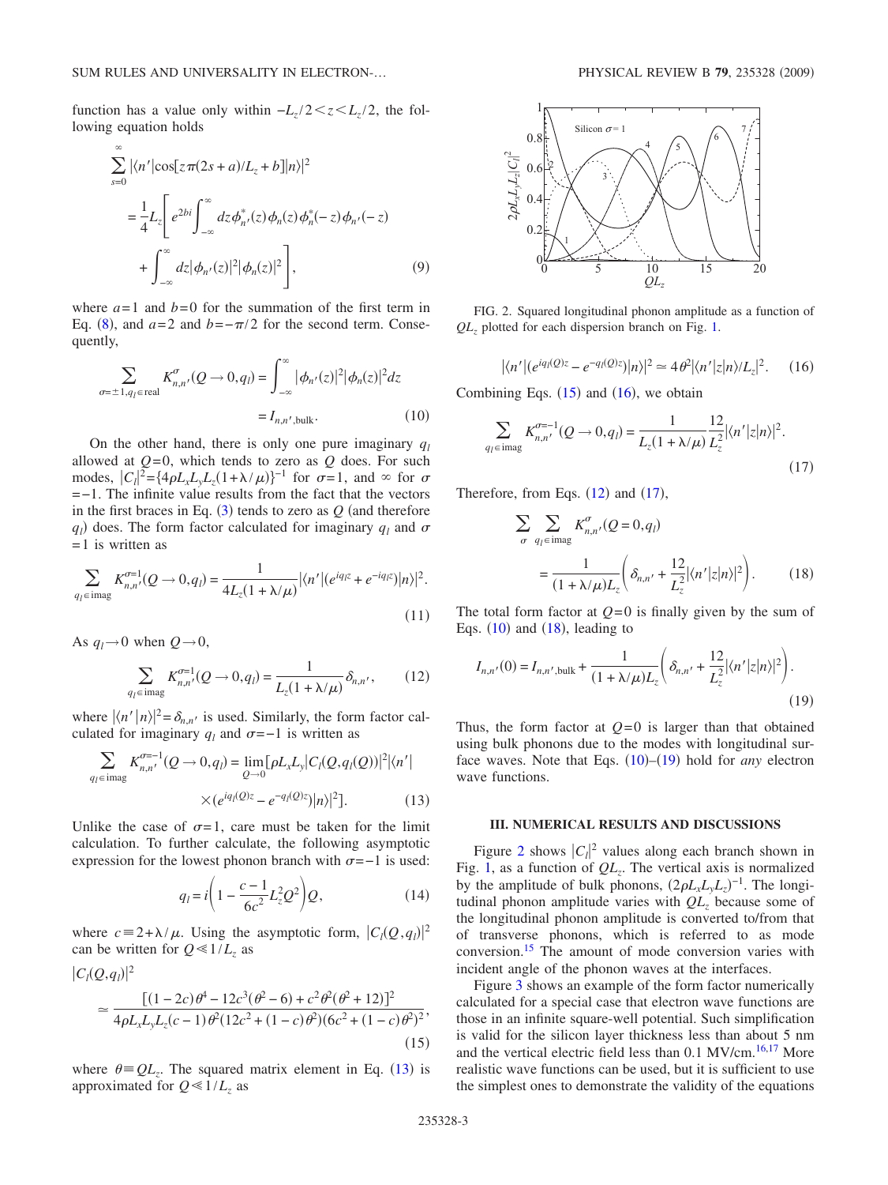function has a value only within $-L_z/2<z<L_z/2$, the following equation holds

$$
\sum_{s=0}^{\infty}|\langle n'|\cos[z\pi(2s+a)/L_z+b]|n\rangle|^2
$$

$$
=\frac{1}{4}L_z\left[e^{2bi}\int_{-\infty}^{\infty}dz\phi_{n'}^*(z)\phi_n(z)\phi_n^*(-z)\phi_{n'}(-z)+\int_{-\infty}^{\infty}dz|\phi_{n'}(z)|^2|\phi_n(z)|^2\right], \tag{9}
$$

where $a=1$ and $b=0$ for the summation of the first term in Eq. (8), and $a=2$ and $b=-\pi/2$ for the second term. Consequently,

$$
\sum_{\sigma=\pm1,q_l\in\text{real}}K_{n,n'}^{\sigma}(Q\to 0,q_l)=\int_{-\infty}^{\infty}|\phi_{n'}(z)|^2|\phi_n(z)|^2dz=I_{n,n',\text{bulk}}. \tag{10}
$$

On the other hand, there is only one pure imaginary $q_l$ allowed at $Q=0$, which tends to zero as $Q$ does. For such modes, $|C_l|^2=\{4\rho L_xL_yL_z(1+\lambda/\mu)\}^{-1}$ for $\sigma=1$, and $\infty$ for $\sigma=-1$. The infinite value results from the fact that the vectors in the first braces in Eq. (3) tends to zero as $Q$ (and therefore $q_l$) does. The form factor calculated for imaginary $q_l$ and $\sigma=1$ is written as

$$
\sum_{q_l\in\text{imag}}K_{n,n'}^{\sigma=1}(Q\to 0,q_l)=\frac{1}{4L_z(1+\lambda/\mu)}|\langle n'|(e^{iq_lz}+e^{-iq_lz})|n\rangle|^2. \tag{11}
$$

As $q_l\to 0$ when $Q\to 0$,

$$
\sum_{q_l\in\text{imag}}K_{n,n'}^{\sigma=1}(Q\to 0,q_l)=\frac{1}{L_z(1+\lambda/\mu)}\delta_{n,n'}, \tag{12}
$$

where $|\langle n'|n\rangle|^2=\delta_{n,n'}$ is used. Similarly, the form factor calculated for imaginary $q_l$ and $\sigma=-1$ is written as

$$
\sum_{q_l\in\text{imag}}K_{n,n'}^{\sigma=-1}(Q\to 0,q_l)=\lim_{Q\to 0}[\rho L_xL_y|C_l(Q,q_l(Q))|^2|\langle n'|\times(e^{iq_l(Q)z}-e^{-q_l(Q)z})|n\rangle|^2]. \tag{13}
$$

Unlike the case of $\sigma=1$, care must be taken for the limit calculation. To further calculate, the following asymptotic expression for the lowest phonon branch with $\sigma=-1$ is used:

$$
q_l=i\left(1-\frac{c-1}{6c^2}L_z^2Q^2\right)Q, \tag{14}
$$

where $c\equiv 2+\lambda/\mu$. Using the asymptotic form, $|C_l(Q,q_l)|^2$ can be written for $Q\ll 1/L_z$ as

$$
|C_l(Q,q_l)|^2\simeq\frac{[(1-2c)\theta^4-12c^3(\theta^2-6)+c^2\theta^2(\theta^2+12)]^2}{4\rho L_xL_yL_z(c-1)\theta^2(12c^2+(1-c)\theta^2)(6c^2+(1-c)\theta^2)^2}, \tag{15}
$$

where $\theta\equiv QL_z$. The squared matrix element in Eq. (13) is approximated for $Q\ll 1/L_z$ as

$$
|\langle n'|(e^{iq_l(Q)z}-e^{-q_l(Q)z})|n\rangle|^2\simeq 4\theta^2|\langle n'|z|n\rangle/L_z|^2. \tag{16}
$$

Combining Eqs. (15) and (16), we obtain

$$
\sum_{q_l\in\text{imag}}K_{n,n'}^{\sigma=-1}(Q\to 0,q_l)=\frac{1}{L_z(1+\lambda/\mu)}\frac{12}{L_z^2}|\langle n'|z|n\rangle|^2. \tag{17}
$$

Therefore, from Eqs. (12) and (17),

$$
\sum_{\sigma}\sum_{q_l\in\text{imag}}K_{n,n'}^{\sigma}(Q=0,q_l)=\frac{1}{(1+\lambda/\mu)L_z}\left(\delta_{n,n'}+\frac{12}{L_z^2}|\langle n'|z|n\rangle|^2\right). \tag{18}
$$

The total form factor at $Q=0$ is finally given by the sum of Eqs. (10) and (18), leading to

$$
I_{n,n'}(0)=I_{n,n',\text{bulk}}+\frac{1}{(1+\lambda/\mu)L_z}\left(\delta_{n,n'}+\frac{12}{L_z^2}|\langle n'|z|n\rangle|^2\right). \tag{19}
$$

Thus, the form factor at $Q=0$ is larger than that obtained using bulk phonons due to the modes with longitudinal surface waves. Note that Eqs. (10)–(19) hold for *any* electron wave functions.

FIG. 2. Squared longitudinal phonon amplitude as a function of $QL_z$ plotted for each dispersion branch on Fig. 1.

## III. NUMERICAL RESULTS AND DISCUSSIONS

Figure 2 shows $|C_l|^2$ values along each branch shown in Fig. 1, as a function of $QL_z$. The vertical axis is normalized by the amplitude of bulk phonons, $(2\rho L_xL_yL_z)^{-1}$. The longitudinal phonon amplitude varies with $QL_z$ because some of the longitudinal phonon amplitude is converted to/from that of transverse phonons, which is referred to as mode conversion.[15] The amount of mode conversion varies with incident angle of the phonon waves at the interfaces.

Figure 3 shows an example of the form factor numerically calculated for a special case that electron wave functions are those in an infinite square-well potential. Such simplification is valid for the silicon layer thickness less than about 5 nm and the vertical electric field less than 0.1 MV/cm.[16,17] More realistic wave functions can be used, but it is sufficient to use the simplest ones to demonstrate the validity of the equations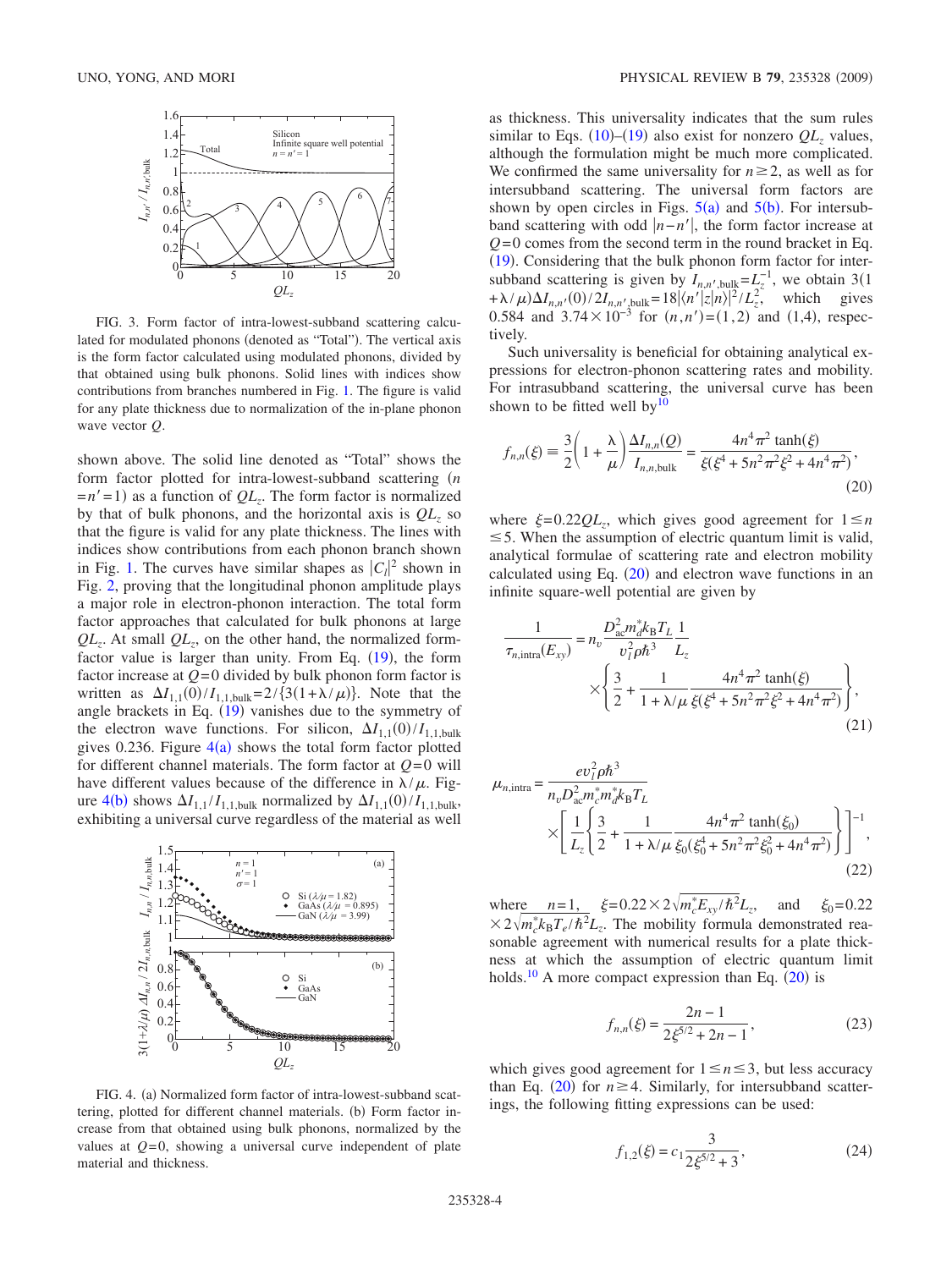FIG. 3. Form factor of intra-lowest-subband scattering calculated for modulated phonons (denoted as "Total"). The vertical axis is the form factor calculated using modulated phonons, divided by that obtained using bulk phonons. Solid lines with indices show contributions from branches numbered in Fig. 1. The figure is valid for any plate thickness due to normalization of the in-plane phonon wave vector $Q$.

shown above. The solid line denoted as "Total" shows the form factor plotted for intra-lowest-subband scattering ($n = n' = 1$) as a function of $QL_z$. The form factor is normalized by that of bulk phonons, and the horizontal axis is $QL_z$ so that the figure is valid for any plate thickness. The lines with indices show contributions from each phonon branch shown in Fig. 1. The curves have similar shapes as $|C_l|^2$ shown in Fig. 2, proving that the longitudinal phonon amplitude plays a major role in electron-phonon interaction. The total form factor approaches that calculated for bulk phonons at large $QL_z$. At small $QL_z$, on the other hand, the normalized form-factor value is larger than unity. From Eq. (19), the form factor increase at $Q=0$ divided by bulk phonon form factor is written as $\Delta I_{1,1}(0)/I_{1,1,\text{bulk}} = 2/\{3(1+\lambda/\mu)\}$. Note that the angle brackets in Eq. (19) vanishes due to the symmetry of the electron wave functions. For silicon, $\Delta I_{1,1}(0)/I_{1,1,\text{bulk}}$ gives 0.236. Figure 4(a) shows the total form factor plotted for different channel materials. The form factor at $Q=0$ will have different values because of the difference in $\lambda/\mu$. Figure 4(b) shows $\Delta I_{1,1}/I_{1,1,\text{bulk}}$ normalized by $\Delta I_{1,1}(0)/I_{1,1,\text{bulk}}$, exhibiting a universal curve regardless of the material as well as thickness. This universality indicates that the sum rules similar to Eqs. (10)–(19) also exist for nonzero $QL_z$ values, although the formulation might be much more complicated. We confirmed the same universality for $n \geq 2$, as well as for intersubband scattering. The universal form factors are shown by open circles in Figs. 5(a) and 5(b). For intersubband scattering with odd $|n-n'|$, the form factor increase at $Q=0$ comes from the second term in the round bracket in Eq. (19). Considering that the bulk phonon form factor for intersubband scattering is given by $I_{n,n',\text{bulk}} = L_z^{-1}$, we obtain $3(1+\lambda/\mu)\Delta I_{n,n'}(0)/2I_{n,n',\text{bulk}} = 18|\langle n'|z|n\rangle|^2/L_z^2$, which gives 0.584 and $3.74 \times 10^{-3}$ for $(n,n') = (1,2)$ and $(1,4)$, respectively.

FIG. 4. (a) Normalized form factor of intra-lowest-subband scattering, plotted for different channel materials. (b) Form factor increase from that obtained using bulk phonons, normalized by the values at $Q=0$, showing a universal curve independent of plate material and thickness.

Such universality is beneficial for obtaining analytical expressions for electron-phonon scattering rates and mobility. For intrasubband scattering, the universal curve has been shown to be fitted well by[10]

$$f_{n,n}(\xi) \equiv \frac{3}{2}\left(1 + \frac{\lambda}{\mu}\right)\frac{\Delta I_{n,n}(Q)}{I_{n,n,\text{bulk}}} = \frac{4n^4\pi^2 \tanh(\xi)}{\xi(\xi^4 + 5n^2\pi^2\xi^2 + 4n^4\pi^2)}, \tag{20}$$

where $\xi = 0.22 QL_z$, which gives good agreement for $1 \leq n \leq 5$. When the assumption of electric quantum limit is valid, analytical formulae of scattering rate and electron mobility calculated using Eq. (20) and electron wave functions in an infinite square-well potential are given by

$$\frac{1}{\tau_{n,\text{intra}}(E_{xy})} = n_v \frac{D_{\text{ac}}^2 m_d^* k_B T_L}{v_l^2 \rho \hbar^3} \frac{1}{L_z} \times \left\{\frac{3}{2} + \frac{1}{1+\lambda/\mu}\frac{4n^4\pi^2 \tanh(\xi)}{\xi(\xi^4 + 5n^2\pi^2\xi^2 + 4n^4\pi^2)}\right\}, \tag{21}$$

$$\mu_{n,\text{intra}} = \frac{e v_l^2 \rho \hbar^3}{n_v D_{\text{ac}}^2 m_c^* m_d^* k_B T_L} \times \left[\frac{1}{L_z}\left\{\frac{3}{2} + \frac{1}{1+\lambda/\mu}\frac{4n^4\pi^2 \tanh(\xi_0)}{\xi_0(\xi_0^4 + 5n^2\pi^2\xi_0^2 + 4n^4\pi^2)}\right\}\right]^{-1}, \tag{22}$$

where $n=1$, $\xi = 0.22 \times 2\sqrt{m_c^* E_{xy}/\hbar^2} L_z$, and $\xi_0 = 0.22 \times 2\sqrt{m_c^* k_B T_e/\hbar^2} L_z$. The mobility formula demonstrated reasonable agreement with numerical results for a plate thickness at which the assumption of electric quantum limit holds.[10] A more compact expression than Eq. (20) is

$$f_{n,n}(\xi) = \frac{2n-1}{2\xi^{5/2} + 2n - 1}, \tag{23}$$

which gives good agreement for $1 \leq n \leq 3$, but less accuracy than Eq. (20) for $n \geq 4$. Similarly, for intersubband scatterings, the following fitting expressions can be used:

$$f_{1,2}(\xi) = c_1 \frac{3}{2\xi^{5/2} + 3}, \tag{24}$$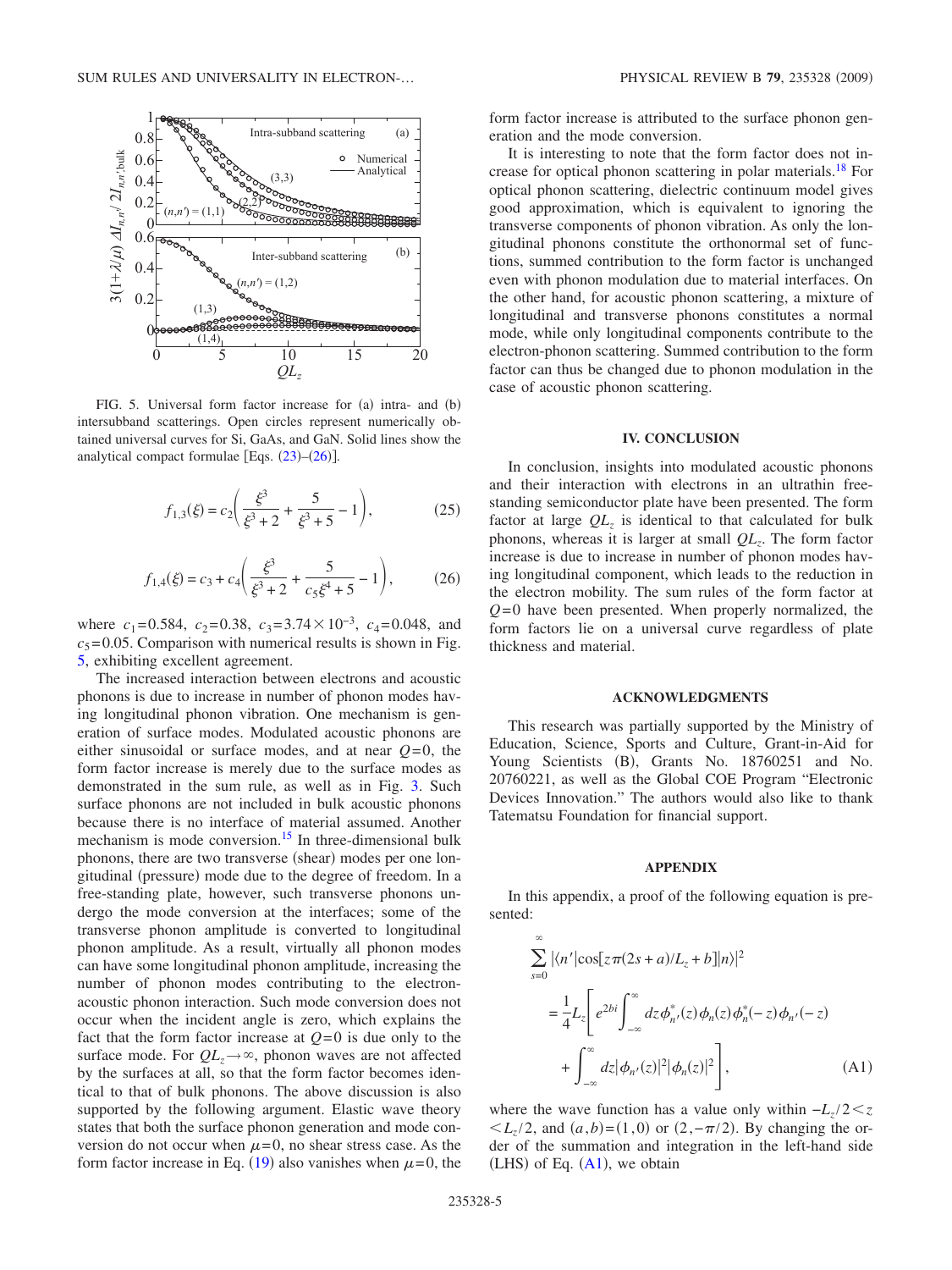FIG. 5. Universal form factor increase for (a) intra- and (b) intersubband scatterings. Open circles represent numerically obtained universal curves for Si, GaAs, and GaN. Solid lines show the analytical compact formulae [Eqs. (23)–(26)].

$$f_{1,3}(\xi) = c_2\left(\frac{\xi^3}{\xi^3+2} + \frac{5}{\xi^3+5} - 1\right), \tag{25}$$

$$f_{1,4}(\xi) = c_3 + c_4\left(\frac{\xi^3}{\xi^3+2} + \frac{5}{c_5\xi^4+5} - 1\right), \tag{26}$$

where $c_1=0.584$, $c_2=0.38$, $c_3=3.74\times10^{-3}$, $c_4=0.048$, and $c_5=0.05$. Comparison with numerical results is shown in Fig. 5, exhibiting excellent agreement.

The increased interaction between electrons and acoustic phonons is due to increase in number of phonon modes having longitudinal phonon vibration. One mechanism is generation of surface modes. Modulated acoustic phonons are either sinusoidal or surface modes, and at near $Q=0$, the form factor increase is merely due to the surface modes as demonstrated in the sum rule, as well as in Fig. 3. Such surface phonons are not included in bulk acoustic phonons because there is no interface of material assumed. Another mechanism is mode conversion.[15] In three-dimensional bulk phonons, there are two transverse (shear) modes per one longitudinal (pressure) mode due to the degree of freedom. In a free-standing plate, however, such transverse phonons undergo the mode conversion at the interfaces; some of the transverse phonon amplitude is converted to longitudinal phonon amplitude. As a result, virtually all phonon modes can have some longitudinal phonon amplitude, increasing the number of phonon modes contributing to the electron-acoustic phonon interaction. Such mode conversion does not occur when the incident angle is zero, which explains the fact that the form factor increase at $Q=0$ is due only to the surface mode. For $QL_z\to\infty$, phonon waves are not affected by the surfaces at all, so that the form factor becomes identical to that of bulk phonons. The above discussion is also supported by the following argument. Elastic wave theory states that both the surface phonon generation and mode conversion do not occur when $\mu=0$, no shear stress case. As the form factor increase in Eq. (19) also vanishes when $\mu=0$, the form factor increase is attributed to the surface phonon generation and the mode conversion.

It is interesting to note that the form factor does not increase for optical phonon scattering in polar materials.[18] For optical phonon scattering, dielectric continuum model gives good approximation, which is equivalent to ignoring the transverse components of phonon vibration. As only the longitudinal phonons constitute the orthonormal set of functions, summed contribution to the form factor is unchanged even with phonon modulation due to material interfaces. On the other hand, for acoustic phonon scattering, a mixture of longitudinal and transverse phonons constitutes a normal mode, while only longitudinal components contribute to the electron-phonon scattering. Summed contribution to the form factor can thus be changed due to phonon modulation in the case of acoustic phonon scattering.

## IV. CONCLUSION

In conclusion, insights into modulated acoustic phonons and their interaction with electrons in an ultrathin free-standing semiconductor plate have been presented. The form factor at large $QL_z$ is identical to that calculated for bulk phonons, whereas it is larger at small $QL_z$. The form factor increase is due to increase in number of phonon modes having longitudinal component, which leads to the reduction in the electron mobility. The sum rules of the form factor at $Q=0$ have been presented. When properly normalized, the form factors lie on a universal curve regardless of plate thickness and material.

## ACKNOWLEDGMENTS

This research was partially supported by the Ministry of Education, Science, Sports and Culture, Grant-in-Aid for Young Scientists (B), Grants No. 18760251 and No. 20760221, as well as the Global COE Program "Electronic Devices Innovation." The authors would also like to thank Tatematsu Foundation for financial support.

## APPENDIX

In this appendix, a proof of the following equation is presented:

$$\sum_{s=0}^{\infty}|\langle n'|\cos[z\pi(2s+a)/L_z+b]|n\rangle|^2 = \frac{1}{4}L_z\left[e^{2bi}\int_{-\infty}^{\infty}dz\,\phi_{n'}^*(z)\phi_n(z)\phi_n^*(-z)\phi_{n'}(-z) + \int_{-\infty}^{\infty}dz|\phi_{n'}(z)|^2|\phi_n(z)|^2\right], \tag{A1}$$

where the wave function has a value only within $-L_z/2<z<L_z/2$, and $(a,b)=(1,0)$ or $(2,-\pi/2)$. By changing the order of the summation and integration in the left-hand side (LHS) of Eq. (A1), we obtain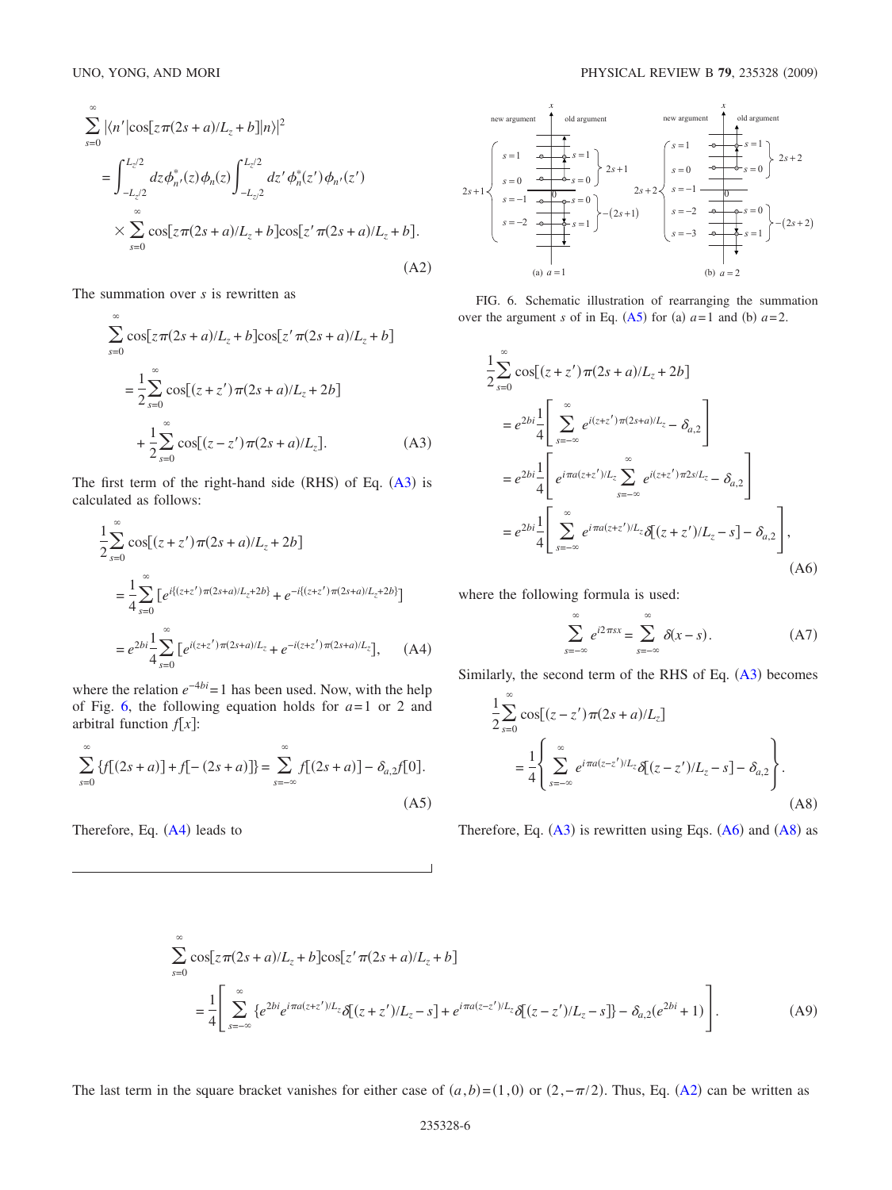$$
\sum_{s=0}^{\infty} |\langle n'|\cos[z\pi(2s+a)/L_z+b]|n\rangle|^2
$$

$$
= \int_{-L_z/2}^{L_z/2} dz \phi_{n'}^*(z)\phi_n(z) \int_{-L_z/2}^{L_z/2} dz' \phi_n^*(z')\phi_{n'}(z')
$$

$$
\times \sum_{s=0}^{\infty} \cos[z\pi(2s+a)/L_z+b]\cos[z'\pi(2s+a)/L_z+b]. \tag{A2}
$$

The summation over $s$ is rewritten as

$$
\sum_{s=0}^{\infty} \cos[z\pi(2s+a)/L_z+b]\cos[z'\pi(2s+a)/L_z+b]
$$

$$
= \frac{1}{2}\sum_{s=0}^{\infty} \cos[(z+z')\pi(2s+a)/L_z+2b]
$$

$$
+ \frac{1}{2}\sum_{s=0}^{\infty} \cos[(z-z')\pi(2s+a)/L_z]. \tag{A3}
$$

The first term of the right-hand side (RHS) of Eq. (A3) is calculated as follows:

$$
\frac{1}{2}\sum_{s=0}^{\infty} \cos[(z+z')\pi(2s+a)/L_z+2b]
$$

$$
= \frac{1}{4}\sum_{s=0}^{\infty} [e^{i\{(z+z')\pi(2s+a)/L_z+2b\}} + e^{-i\{(z+z')\pi(2s+a)/L_z+2b\}}]
$$

$$
= e^{2bi}\frac{1}{4}\sum_{s=0}^{\infty} [e^{i(z+z')\pi(2s+a)/L_z} + e^{-i(z+z')\pi(2s+a)/L_z}], \tag{A4}
$$

where the relation $e^{-4bi}=1$ has been used. Now, with the help of Fig. 6, the following equation holds for $a=1$ or 2 and arbitral function $f[x]$:

$$
\sum_{s=0}^{\infty} \{f[(2s+a)] + f[-(2s+a)]\} = \sum_{s=-\infty}^{\infty} f[(2s+a)] - \delta_{a,2} f[0]. \tag{A5}
$$

Therefore, Eq. (A4) leads to

FIG. 6. Schematic illustration of rearranging the summation over the argument $s$ of in Eq. (A5) for (a) $a=1$ and (b) $a=2$.

$$
\frac{1}{2}\sum_{s=0}^{\infty} \cos[(z+z')\pi(2s+a)/L_z+2b]
$$

$$
= e^{2bi}\frac{1}{4}\left[\sum_{s=-\infty}^{\infty} e^{i(z+z')\pi(2s+a)/L_z} - \delta_{a,2}\right]
$$

$$
= e^{2bi}\frac{1}{4}\left[e^{i\pi a(z+z')/L_z}\sum_{s=-\infty}^{\infty} e^{i(z+z')\pi 2s/L_z} - \delta_{a,2}\right]
$$

$$
= e^{2bi}\frac{1}{4}\left[\sum_{s=-\infty}^{\infty} e^{i\pi a(z+z')/L_z}\delta[(z+z')/L_z - s] - \delta_{a,2}\right], \tag{A6}
$$

where the following formula is used:

$$
\sum_{s=-\infty}^{\infty} e^{i2\pi sx} = \sum_{s=-\infty}^{\infty} \delta(x-s). \tag{A7}
$$

Similarly, the second term of the RHS of Eq. (A3) becomes

$$
\frac{1}{2}\sum_{s=0}^{\infty} \cos[(z-z')\pi(2s+a)/L_z]
$$

$$
= \frac{1}{4}\left\{\sum_{s=-\infty}^{\infty} e^{i\pi a(z-z')/L_z}\delta[(z-z')/L_z - s] - \delta_{a,2}\right\}. \tag{A8}
$$

Therefore, Eq. (A3) is rewritten using Eqs. (A6) and (A8) as

$$
\sum_{s=0}^{\infty} \cos[z\pi(2s+a)/L_z+b]\cos[z'\pi(2s+a)/L_z+b]
$$

$$
= \frac{1}{4}\left[\sum_{s=-\infty}^{\infty} \{e^{2bi}e^{i\pi a(z+z')/L_z}\delta[(z+z')/L_z - s] + e^{i\pi a(z-z')/L_z}\delta[(z-z')/L_z - s]\} - \delta_{a,2}(e^{2bi}+1)\right]. \tag{A9}
$$

The last term in the square bracket vanishes for either case of $(a,b)=(1,0)$ or $(2,-\pi/2)$. Thus, Eq. (A2) can be written as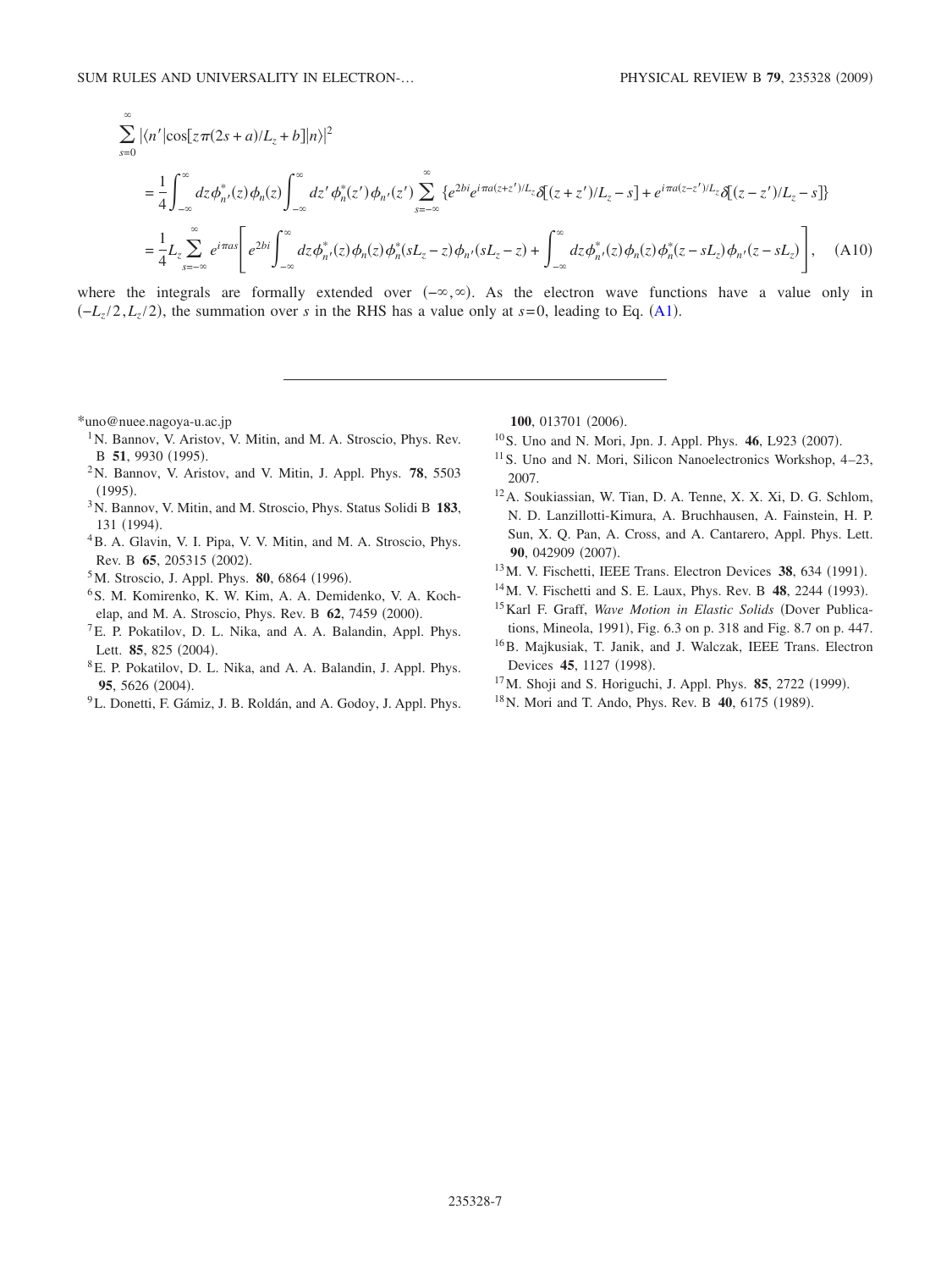$$
\begin{aligned}
&\sum_{s=0}^{\infty} |\langle n'|\cos[z\pi(2s+a)/L_z+b]|n\rangle|^2 \\
&= \frac{1}{4}\int_{-\infty}^{\infty} dz\, \phi_{n'}^*(z)\phi_n(z)\int_{-\infty}^{\infty} dz'\, \phi_n^*(z')\phi_{n'}(z')\sum_{s=-\infty}^{\infty}\{e^{2bi}e^{i\pi a(z+z')/L_z}\delta[(z+z')/L_z-s]+e^{i\pi a(z-z')/L_z}\delta[(z-z')/L_z-s]\} \\
&= \frac{1}{4}L_z\sum_{s=-\infty}^{\infty} e^{i\pi as}\left[e^{2bi}\int_{-\infty}^{\infty} dz\, \phi_{n'}^*(z)\phi_n(z)\phi_n^*(sL_z-z)\phi_{n'}(sL_z-z)+\int_{-\infty}^{\infty} dz\, \phi_{n'}^*(z)\phi_n(z)\phi_n^*(z-sL_z)\phi_{n'}(z-sL_z)\right], \quad \text{(A10)}
\end{aligned}
$$

where the integrals are formally extended over $(-\infty,\infty)$. As the electron wave functions have a value only in $(-L_z/2, L_z/2)$, the summation over $s$ in the RHS has a value only at $s=0$, leading to Eq. (A1).

---

*uno@nuee.nagoya-u.ac.jp

[1] N. Bannov, V. Aristov, V. Mitin, and M. A. Stroscio, Phys. Rev. B **51**, 9930 (1995).

[2] N. Bannov, V. Aristov, and V. Mitin, J. Appl. Phys. **78**, 5503 (1995).

[3] N. Bannov, V. Mitin, and M. Stroscio, Phys. Status Solidi B **183**, 131 (1994).

[4] B. A. Glavin, V. I. Pipa, V. V. Mitin, and M. A. Stroscio, Phys. Rev. B **65**, 205315 (2002).

[5] M. Stroscio, J. Appl. Phys. **80**, 6864 (1996).

[6] S. M. Komirenko, K. W. Kim, A. A. Demidenko, V. A. Kochelap, and M. A. Stroscio, Phys. Rev. B **62**, 7459 (2000).

[7] E. P. Pokatilov, D. L. Nika, and A. A. Balandin, Appl. Phys. Lett. **85**, 825 (2004).

[8] E. P. Pokatilov, D. L. Nika, and A. A. Balandin, J. Appl. Phys. **95**, 5626 (2004).

[9] L. Donetti, F. Gámiz, J. B. Roldán, and A. Godoy, J. Appl. Phys. **100**, 013701 (2006).

[10] S. Uno and N. Mori, Jpn. J. Appl. Phys. **46**, L923 (2007).

[11] S. Uno and N. Mori, Silicon Nanoelectronics Workshop, 4–23, 2007.

[12] A. Soukiassian, W. Tian, D. A. Tenne, X. X. Xi, D. G. Schlom, N. D. Lanzillotti-Kimura, A. Bruchhausen, A. Fainstein, H. P. Sun, X. Q. Pan, A. Cross, and A. Cantarero, Appl. Phys. Lett. **90**, 042909 (2007).

[13] M. V. Fischetti, IEEE Trans. Electron Devices **38**, 634 (1991).

[14] M. V. Fischetti and S. E. Laux, Phys. Rev. B **48**, 2244 (1993).

[15] Karl F. Graff, *Wave Motion in Elastic Solids* (Dover Publications, Mineola, 1991), Fig. 6.3 on p. 318 and Fig. 8.7 on p. 447.

[16] B. Majkusiak, T. Janik, and J. Walczak, IEEE Trans. Electron Devices **45**, 1127 (1998).

[17] M. Shoji and S. Horiguchi, J. Appl. Phys. **85**, 2722 (1999).

[18] N. Mori and T. Ando, Phys. Rev. B **40**, 6175 (1989).